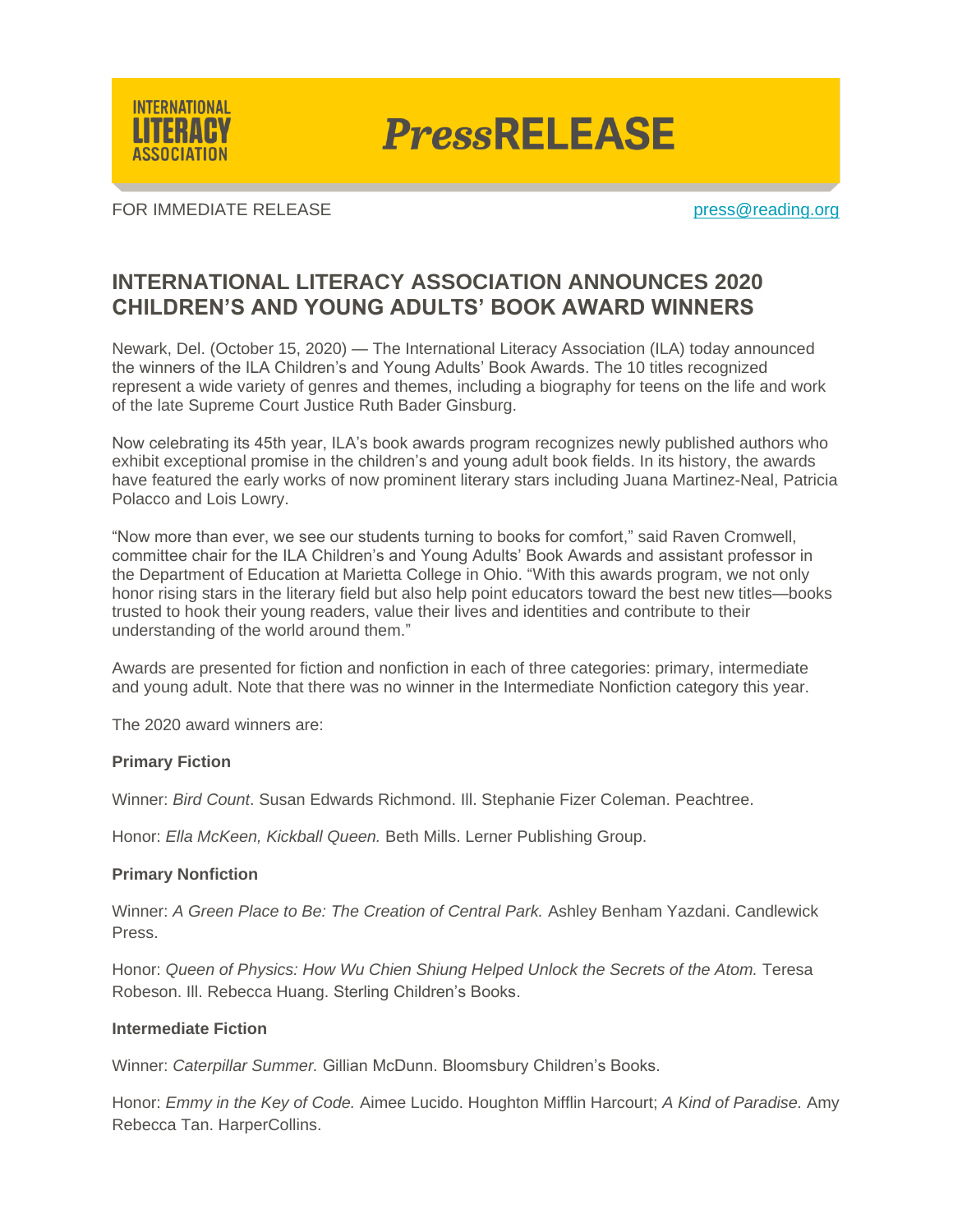INTERNATIONAL LITERACY ASSOCIATION

*Press*RELEASE

FOR IMMEDIATE RELEASE | press@reading.org

## INTERNATIONAL LITERACY ASSOCIATION ANNOUNCES 2020 CHILDREN'S AND YOUNG ADULTS' BOOK AWARD WINNERS

Newark, Del. (October 15, 2020) — The International Literacy Association (ILA) today announced the winners of the ILA Children's and Young Adults' Book Awards. The 10 titles recognized represent a wide variety of genres and themes, including a biography for teens on the life and work of the late Supreme Court Justice Ruth Bader Ginsburg.

Now celebrating its 45th year, ILA's book awards program recognizes newly published authors who exhibit exceptional promise in the children's and young adult book fields. In its history, the awards have featured the early works of now prominent literary stars including Juana Martinez-Neal, Patricia Polacco and Lois Lowry.

"Now more than ever, we see our students turning to books for comfort," said Raven Cromwell, committee chair for the ILA Children's and Young Adults' Book Awards and assistant professor in the Department of Education at Marietta College in Ohio. "With this awards program, we not only honor rising stars in the literary field but also help point educators toward the best new titles—books trusted to hook their young readers, value their lives and identities and contribute to their understanding of the world around them."

Awards are presented for fiction and nonfiction in each of three categories: primary, intermediate and young adult. Note that there was no winner in the Intermediate Nonfiction category this year.

The 2020 award winners are:

**Primary Fiction**

Winner: *Bird Count*. Susan Edwards Richmond. Ill. Stephanie Fizer Coleman. Peachtree.

Honor: *Ella McKeen, Kickball Queen.* Beth Mills. Lerner Publishing Group.

**Primary Nonfiction**

Winner: *A Green Place to Be: The Creation of Central Park.* Ashley Benham Yazdani. Candlewick Press.

Honor: *Queen of Physics: How Wu Chien Shiung Helped Unlock the Secrets of the Atom.* Teresa Robeson. Ill. Rebecca Huang. Sterling Children's Books.

**Intermediate Fiction**

Winner: *Caterpillar Summer.* Gillian McDunn. Bloomsbury Children's Books.

Honor: *Emmy in the Key of Code.* Aimee Lucido. Houghton Mifflin Harcourt; *A Kind of Paradise.* Amy Rebecca Tan. HarperCollins.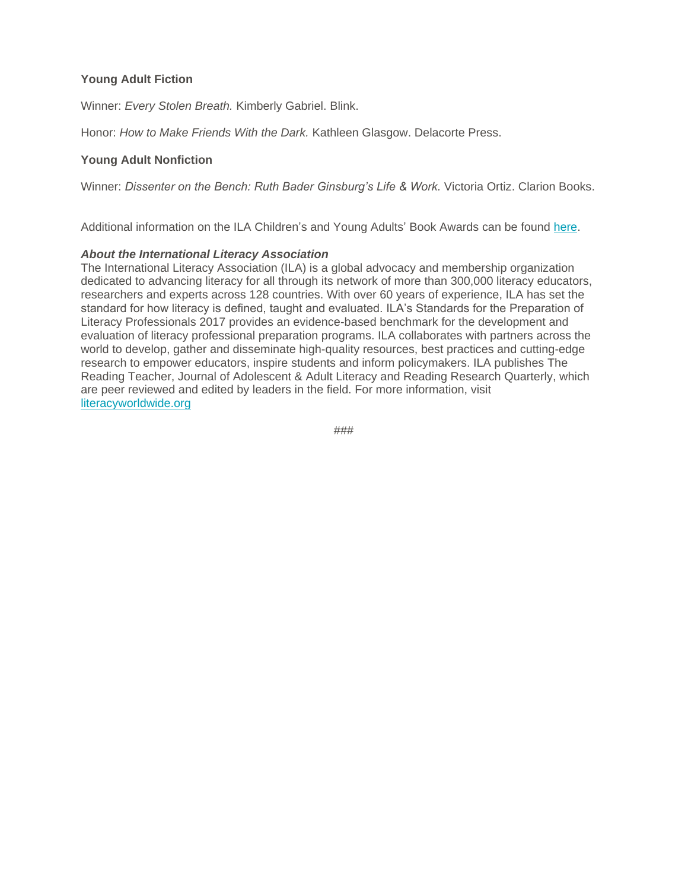**Young Adult Fiction**

Winner: *Every Stolen Breath.* Kimberly Gabriel. Blink.

Honor: *How to Make Friends With the Dark.* Kathleen Glasgow. Delacorte Press.

**Young Adult Nonfiction**

Winner: *Dissenter on the Bench: Ruth Bader Ginsburg's Life & Work.* Victoria Ortiz. Clarion Books.

Additional information on the ILA Children's and Young Adults' Book Awards can be found [here](here).

***About the International Literacy Association***

The International Literacy Association (ILA) is a global advocacy and membership organization dedicated to advancing literacy for all through its network of more than 300,000 literacy educators, researchers and experts across 128 countries. With over 60 years of experience, ILA has set the standard for how literacy is defined, taught and evaluated. ILA's Standards for the Preparation of Literacy Professionals 2017 provides an evidence-based benchmark for the development and evaluation of literacy professional preparation programs. ILA collaborates with partners across the world to develop, gather and disseminate high-quality resources, best practices and cutting-edge research to empower educators, inspire students and inform policymakers. ILA publishes The Reading Teacher, Journal of Adolescent & Adult Literacy and Reading Research Quarterly, which are peer reviewed and edited by leaders in the field. For more information, visit [literacyworldwide.org](literacyworldwide.org)

###